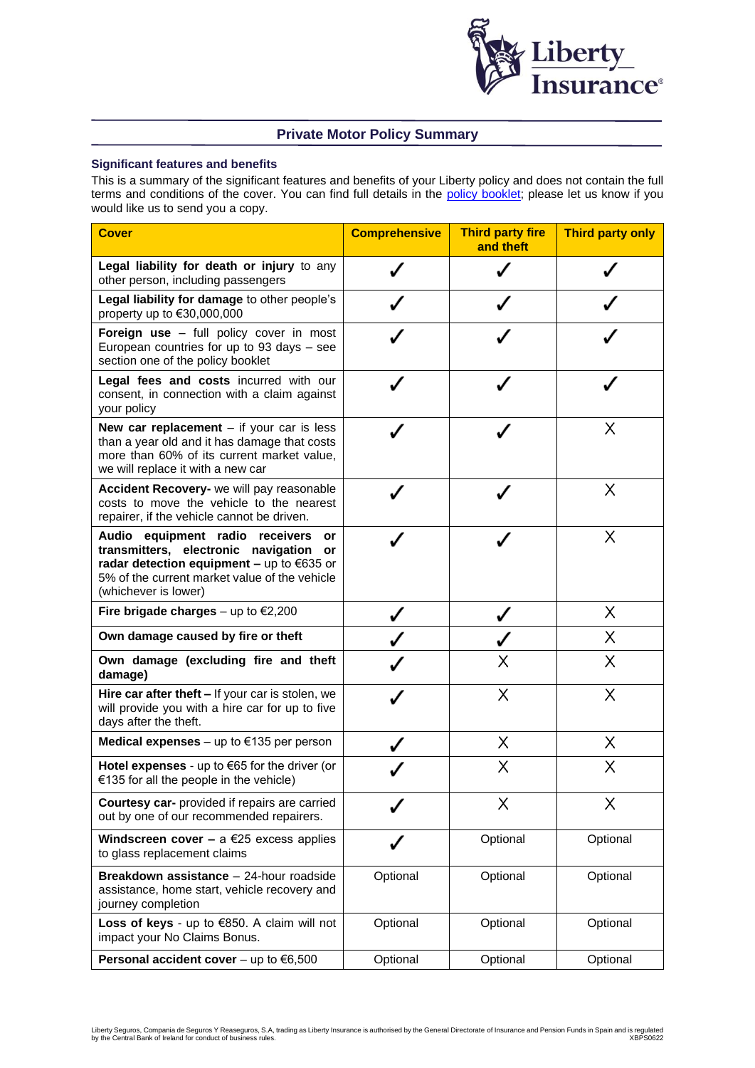## Private Motor Policy Summary

### Significant features and benefits

This is a summary of the significant features and benefits of your Liberty policy and does not contain the full terms and conditions of the cover. You can find full details in the policy booklet; please let us know if you would like us to send you a copy.

| Cover | Comprehensive | Third party fire and theft | Third party only |
|---|---|---|---|
| **Legal liability for death or injury** to any other person, including passengers | ✓ | ✓ | ✓ |
| **Legal liability for damage** to other people's property up to €30,000,000 | ✓ | ✓ | ✓ |
| **Foreign use** – full policy cover in most European countries for up to 93 days – see section one of the policy booklet | ✓ | ✓ | ✓ |
| **Legal fees and costs** incurred with our consent, in connection with a claim against your policy | ✓ | ✓ | ✓ |
| **New car replacement** – if your car is less than a year old and it has damage that costs more than 60% of its current market value, we will replace it with a new car | ✓ | ✓ | X |
| **Accident Recovery-** we will pay reasonable costs to move the vehicle to the nearest repairer, if the vehicle cannot be driven. | ✓ | ✓ | X |
| **Audio equipment radio receivers or transmitters, electronic navigation or radar detection equipment –** up to €635 or 5% of the current market value of the vehicle (whichever is lower) | ✓ | ✓ | X |
| **Fire brigade charges** – up to €2,200 | ✓ | ✓ | X |
| **Own damage caused by fire or theft** | ✓ | ✓ | X |
| **Own damage (excluding fire and theft damage)** | ✓ | X | X |
| **Hire car after theft –** If your car is stolen, we will provide you with a hire car for up to five days after the theft. | ✓ | X | X |
| **Medical expenses** – up to €135 per person | ✓ | X | X |
| **Hotel expenses** - up to €65 for the driver (or €135 for all the people in the vehicle) | ✓ | X | X |
| **Courtesy car-** provided if repairs are carried out by one of our recommended repairers. | ✓ | X | X |
| **Windscreen cover –** a €25 excess applies to glass replacement claims | ✓ | Optional | Optional |
| **Breakdown assistance** – 24-hour roadside assistance, home start, vehicle recovery and journey completion | Optional | Optional | Optional |
| **Loss of keys** - up to €850. A claim will not impact your No Claims Bonus. | Optional | Optional | Optional |
| **Personal accident cover** – up to €6,500 | Optional | Optional | Optional |

Liberty Seguros, Compania de Seguros Y Reaseguros, S.A, trading as Liberty Insurance is authorised by the General Directorate of Insurance and Pension Funds in Spain and is regulated by the Central Bank of Ireland for conduct of business rules.

XBPS0622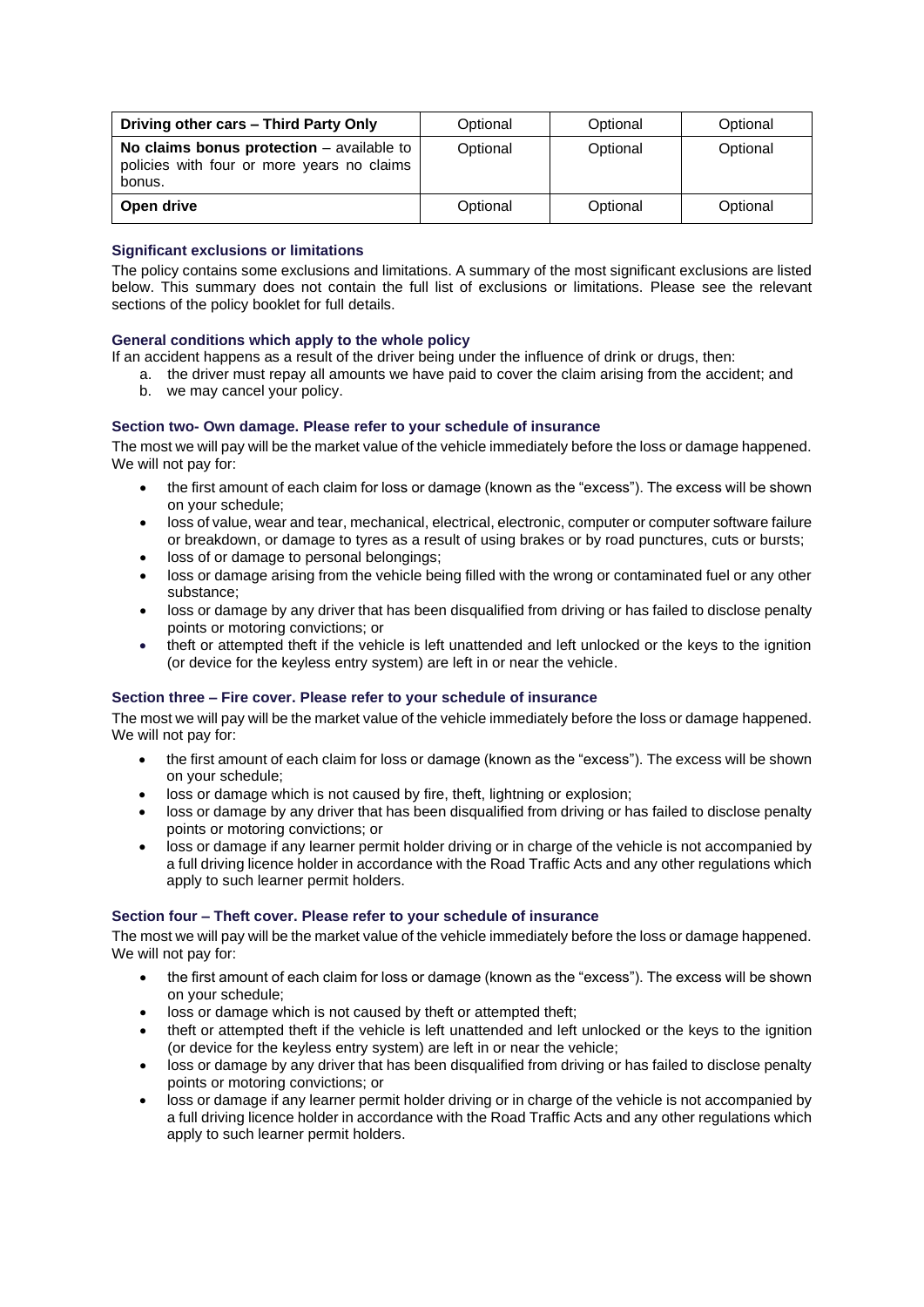| | | | |
|---|---|---|---|
| **Driving other cars – Third Party Only** | Optional | Optional | Optional |
| **No claims bonus protection** – available to policies with four or more years no claims bonus. | Optional | Optional | Optional |
| **Open drive** | Optional | Optional | Optional |

### Significant exclusions or limitations

The policy contains some exclusions and limitations. A summary of the most significant exclusions are listed below. This summary does not contain the full list of exclusions or limitations. Please see the relevant sections of the policy booklet for full details.

### General conditions which apply to the whole policy

If an accident happens as a result of the driver being under the influence of drink or drugs, then:

a. the driver must repay all amounts we have paid to cover the claim arising from the accident; and
b. we may cancel your policy.

### Section two- Own damage. Please refer to your schedule of insurance

The most we will pay will be the market value of the vehicle immediately before the loss or damage happened. We will not pay for:

- the first amount of each claim for loss or damage (known as the "excess"). The excess will be shown on your schedule;
- loss of value, wear and tear, mechanical, electrical, electronic, computer or computer software failure or breakdown, or damage to tyres as a result of using brakes or by road punctures, cuts or bursts;
- loss of or damage to personal belongings;
- loss or damage arising from the vehicle being filled with the wrong or contaminated fuel or any other substance;
- loss or damage by any driver that has been disqualified from driving or has failed to disclose penalty points or motoring convictions; or
- theft or attempted theft if the vehicle is left unattended and left unlocked or the keys to the ignition (or device for the keyless entry system) are left in or near the vehicle.

### Section three – Fire cover. Please refer to your schedule of insurance

The most we will pay will be the market value of the vehicle immediately before the loss or damage happened. We will not pay for:

- the first amount of each claim for loss or damage (known as the "excess"). The excess will be shown on your schedule;
- loss or damage which is not caused by fire, theft, lightning or explosion;
- loss or damage by any driver that has been disqualified from driving or has failed to disclose penalty points or motoring convictions; or
- loss or damage if any learner permit holder driving or in charge of the vehicle is not accompanied by a full driving licence holder in accordance with the Road Traffic Acts and any other regulations which apply to such learner permit holders.

### Section four – Theft cover. Please refer to your schedule of insurance

The most we will pay will be the market value of the vehicle immediately before the loss or damage happened. We will not pay for:

- the first amount of each claim for loss or damage (known as the "excess"). The excess will be shown on your schedule;
- loss or damage which is not caused by theft or attempted theft;
- theft or attempted theft if the vehicle is left unattended and left unlocked or the keys to the ignition (or device for the keyless entry system) are left in or near the vehicle;
- loss or damage by any driver that has been disqualified from driving or has failed to disclose penalty points or motoring convictions; or
- loss or damage if any learner permit holder driving or in charge of the vehicle is not accompanied by a full driving licence holder in accordance with the Road Traffic Acts and any other regulations which apply to such learner permit holders.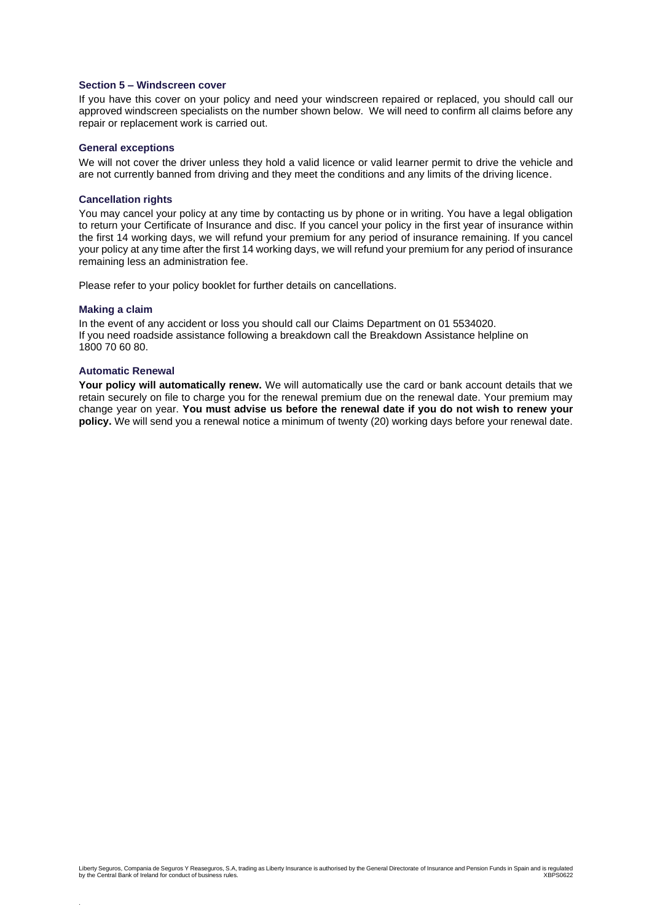### Section 5 – Windscreen cover

If you have this cover on your policy and need your windscreen repaired or replaced, you should call our approved windscreen specialists on the number shown below. We will need to confirm all claims before any repair or replacement work is carried out.

### General exceptions

We will not cover the driver unless they hold a valid licence or valid learner permit to drive the vehicle and are not currently banned from driving and they meet the conditions and any limits of the driving licence.

### Cancellation rights

You may cancel your policy at any time by contacting us by phone or in writing. You have a legal obligation to return your Certificate of Insurance and disc. If you cancel your policy in the first year of insurance within the first 14 working days, we will refund your premium for any period of insurance remaining. If you cancel your policy at any time after the first 14 working days, we will refund your premium for any period of insurance remaining less an administration fee.

Please refer to your policy booklet for further details on cancellations.

### Making a claim

In the event of any accident or loss you should call our Claims Department on 01 5534020.
If you need roadside assistance following a breakdown call the Breakdown Assistance helpline on 1800 70 60 80.

### Automatic Renewal

**Your policy will automatically renew.** We will automatically use the card or bank account details that we retain securely on file to charge you for the renewal premium due on the renewal date. Your premium may change year on year. **You must advise us before the renewal date if you do not wish to renew your policy.** We will send you a renewal notice a minimum of twenty (20) working days before your renewal date.

Liberty Seguros, Compania de Seguros Y Reaseguros, S.A, trading as Liberty Insurance is authorised by the General Directorate of Insurance and Pension Funds in Spain and is regulated by the Central Bank of Ireland for conduct of business rules. XBPS0622